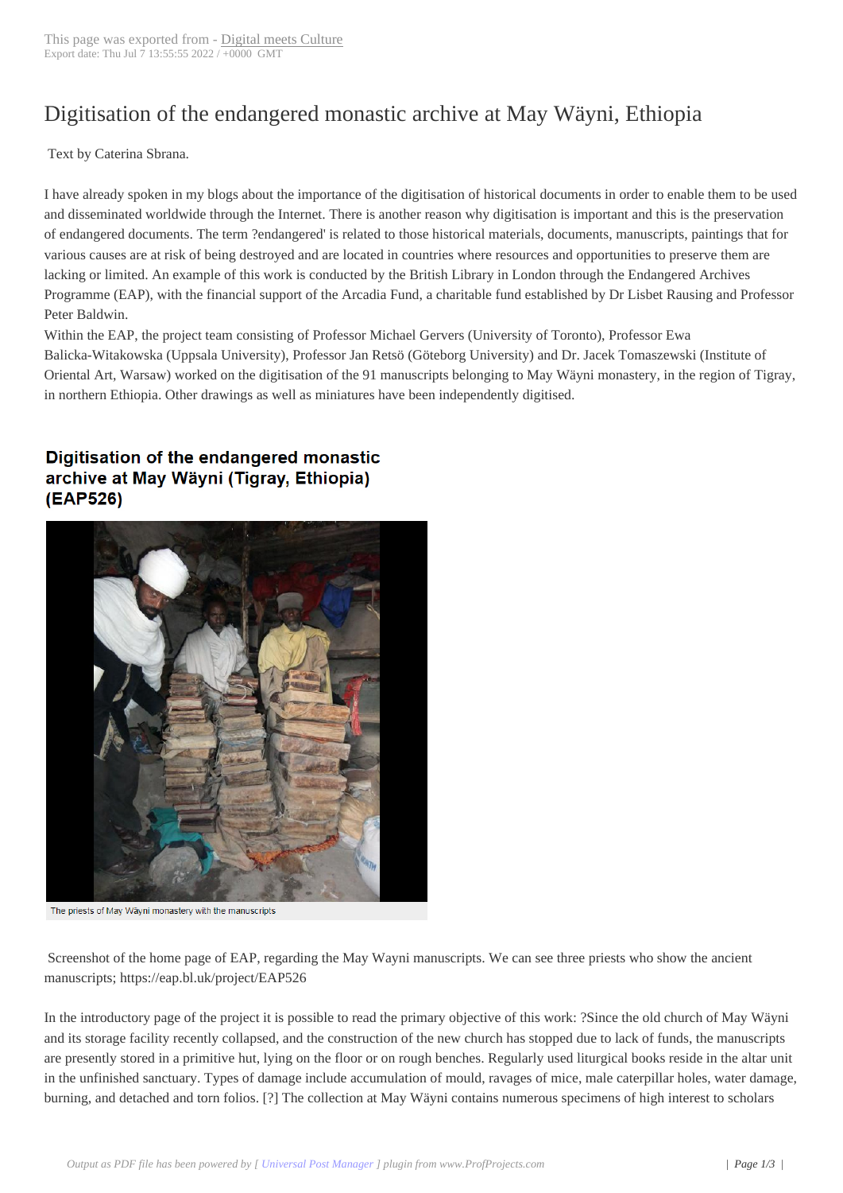# Digitisation of the endangered monastic archive at May Wäyni, Ethiopia

Text by Caterina Sbrana.

I have already spoken in my blogs about the importance of the digitisation of historical documents in order to enable them to be used and disseminated worldwide through the Internet. There is another reason why digitisation is important and this is the preservation of endangered documents. The term ?endangered' is related to those historical materials, documents, manuscripts, paintings that for various causes are at risk of being destroyed and are located in countries where resources and opportunities to preserve them are lacking or limited. An example of this work is conducted by the British Library in London through the Endangered Archives Programme (EAP), with the financial support of the Arcadia Fund, a charitable fund established by Dr Lisbet Rausing and Professor Peter Baldwin.

Within the EAP, the project team consisting of Professor Michael Gervers (University of Toronto), Professor Ewa Balicka-Witakowska (Uppsala University), Professor Jan Retsö (Göteborg University) and Dr. Jacek Tomaszewski (Institute of Oriental Art, Warsaw) worked on the digitisation of the 91 manuscripts belonging to May Wäyni monastery, in the region of Tigray, in northern Ethiopia. Other drawings as well as miniatures have been independently digitised.

**Digitisation of the endangered monastic archive at May Wäyni (Tigray, Ethiopia) (EAP526)**

The priests of May Wäyni monastery with the manuscripts

Screenshot of the home page of EAP, regarding the May Wayni manuscripts. We can see three priests who show the ancient manuscripts; https://eap.bl.uk/project/EAP526

In the introductory page of the project it is possible to read the primary objective of this work: ?Since the old church of May Wäyni and its storage facility recently collapsed, and the construction of the new church has stopped due to lack of funds, the manuscripts are presently stored in a primitive hut, lying on the floor or on rough benches. Regularly used liturgical books reside in the altar unit in the unfinished sanctuary. Types of damage include accumulation of mould, ravages of mice, male caterpillar holes, water damage, burning, and detached and torn folios. [?] The collection at May Wäyni contains numerous specimens of high interest to scholars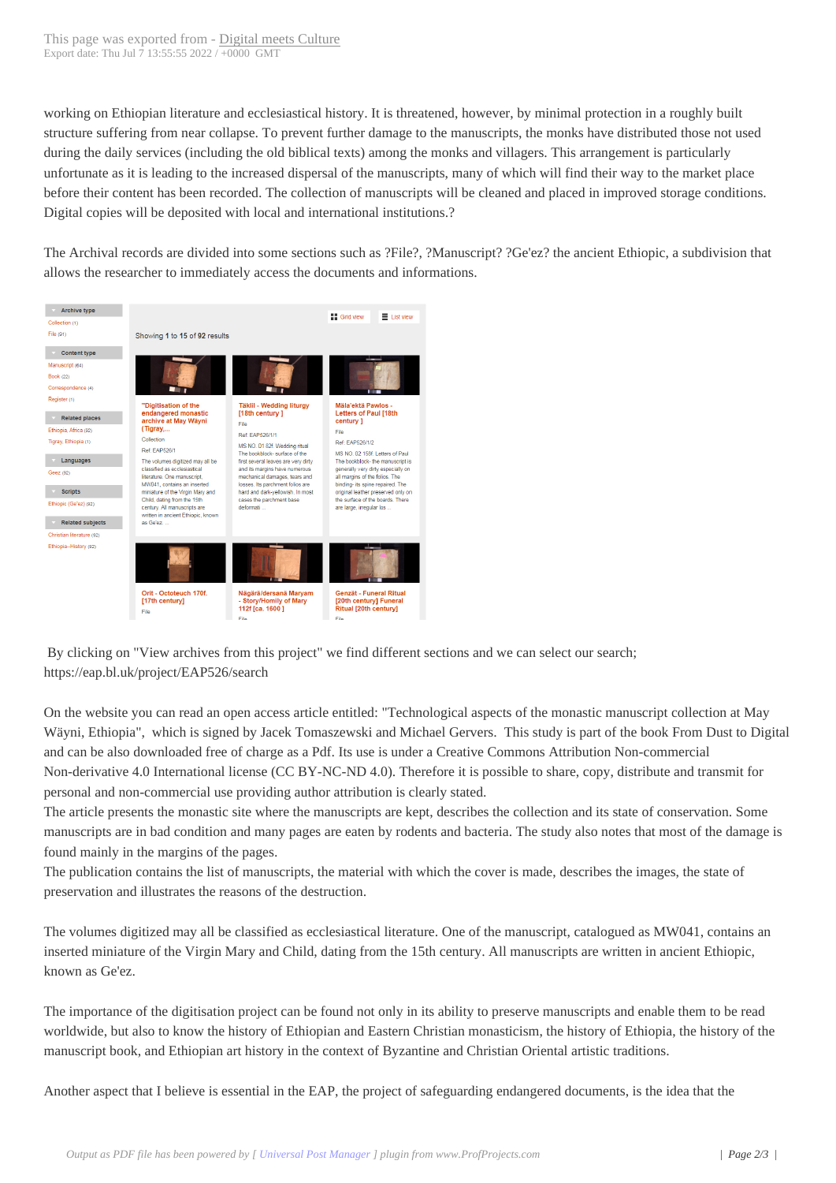working on Ethiopian literature and ecclesiastical history. It is threatened, however, by minimal protection in a roughly built structure suffering from near collapse. To prevent further damage to the manuscripts, the monks have distributed those not used during the daily services (including the old biblical texts) among the monks and villagers. This arrangement is particularly unfortunate as it is leading to the increased dispersal of the manuscripts, many of which will find their way to the market place before their content has been recorded. The collection of manuscripts will be cleaned and placed in improved storage conditions. Digital copies will be deposited with local and international institutions.?

The Archival records are divided into some sections such as ?File?, ?Manuscript? ?Ge'ez? the ancient Ethiopic, a subdivision that allows the researcher to immediately access the documents and informations.

By clicking on "View archives from this project" we find different sections and we can select our search; https://eap.bl.uk/project/EAP526/search

On the website you can read an open access article entitled: "Technological aspects of the monastic manuscript collection at May Wäyni, Ethiopia", which is signed by Jacek Tomaszewski and Michael Gervers. This study is part of the book From Dust to Digital and can be also downloaded free of charge as a Pdf. Its use is under a Creative Commons Attribution Non-commercial Non-derivative 4.0 International license (CC BY-NC-ND 4.0). Therefore it is possible to share, copy, distribute and transmit for personal and non-commercial use providing author attribution is clearly stated.
The article presents the monastic site where the manuscripts are kept, describes the collection and its state of conservation. Some manuscripts are in bad condition and many pages are eaten by rodents and bacteria. The study also notes that most of the damage is found mainly in the margins of the pages.
The publication contains the list of manuscripts, the material with which the cover is made, describes the images, the state of preservation and illustrates the reasons of the destruction.

The volumes digitized may all be classified as ecclesiastical literature. One of the manuscript, catalogued as MW041, contains an inserted miniature of the Virgin Mary and Child, dating from the 15th century. All manuscripts are written in ancient Ethiopic, known as Ge'ez.

The importance of the digitisation project can be found not only in its ability to preserve manuscripts and enable them to be read worldwide, but also to know the history of Ethiopian and Eastern Christian monasticism, the history of Ethiopia, the history of the manuscript book, and Ethiopian art history in the context of Byzantine and Christian Oriental artistic traditions.

Another aspect that I believe is essential in the EAP, the project of safeguarding endangered documents, is the idea that the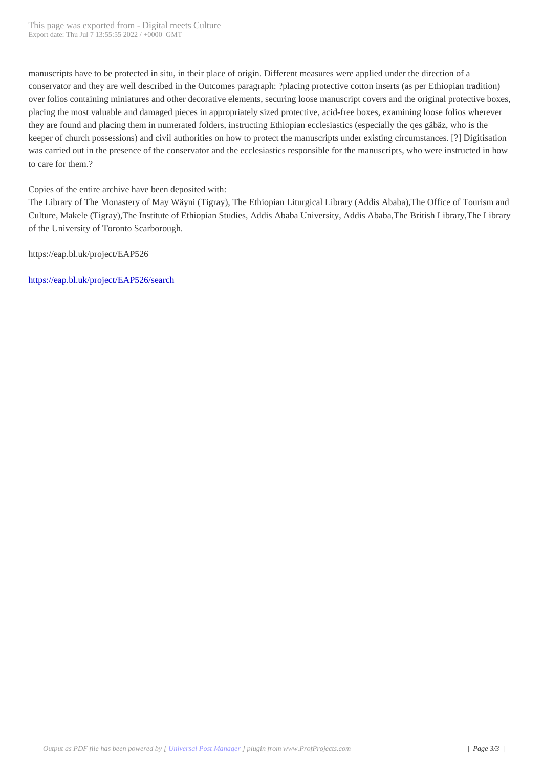manuscripts have to be protected in situ, in their place of origin. Different measures were applied under the direction of a conservator and they are well described in the Outcomes paragraph: ?placing protective cotton inserts (as per Ethiopian tradition) over folios containing miniatures and other decorative elements, securing loose manuscript covers and the original protective boxes, placing the most valuable and damaged pieces in appropriately sized protective, acid-free boxes, examining loose folios wherever they are found and placing them in numerated folders, instructing Ethiopian ecclesiastics (especially the qes gäbäz, who is the keeper of church possessions) and civil authorities on how to protect the manuscripts under existing circumstances. [?] Digitisation was carried out in the presence of the conservator and the ecclesiastics responsible for the manuscripts, who were instructed in how to care for them.?

Copies of the entire archive have been deposited with:
The Library of The Monastery of May Wäyni (Tigray), The Ethiopian Liturgical Library (Addis Ababa),The Office of Tourism and Culture, Makele (Tigray),The Institute of Ethiopian Studies, Addis Ababa University, Addis Ababa,The British Library,The Library of the University of Toronto Scarborough.

https://eap.bl.uk/project/EAP526

https://eap.bl.uk/project/EAP526/search